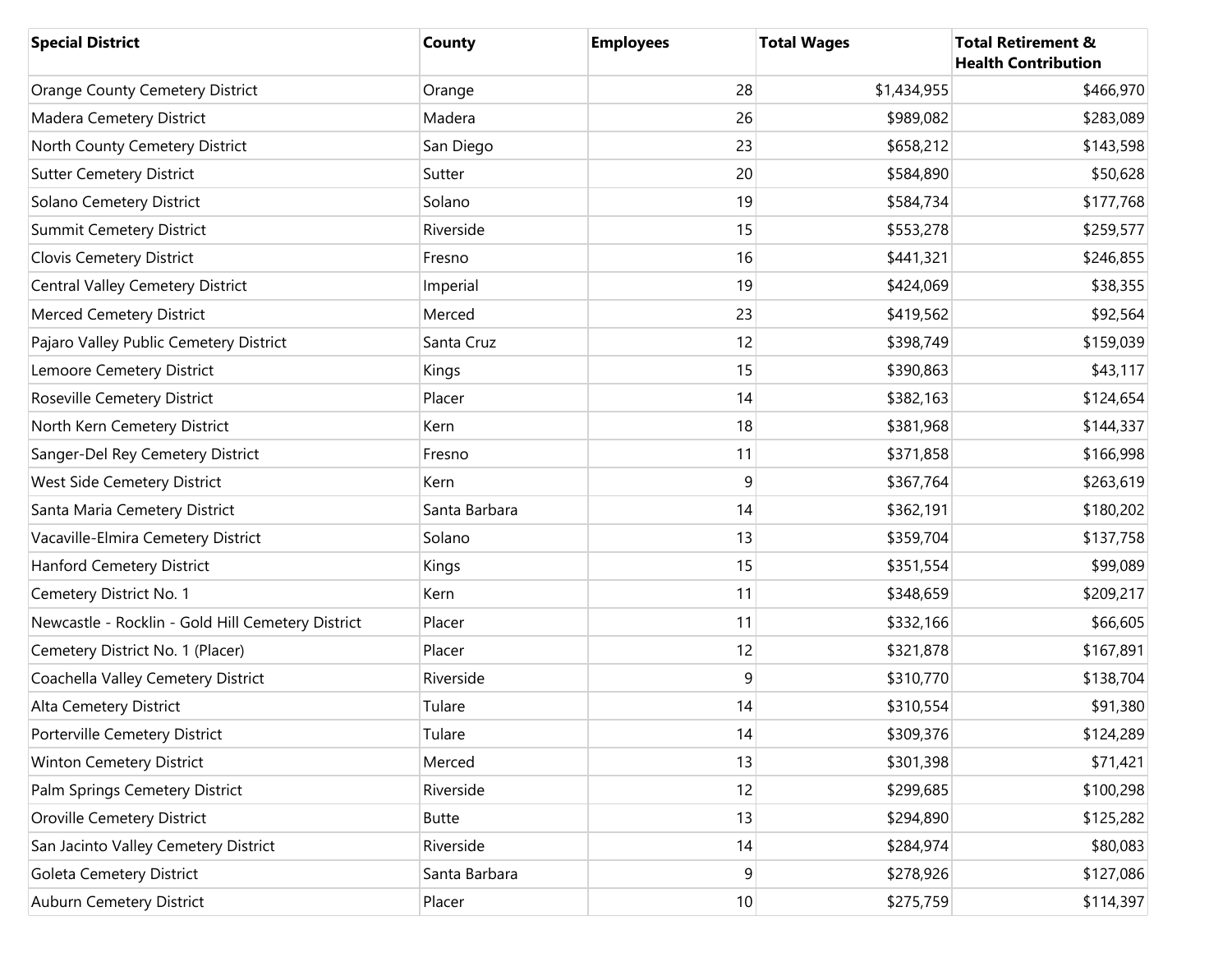| Special District | County | Employees | Total Wages | Total Retirement & Health Contribution |
|---|---|---|---|---|
| Orange County Cemetery District | Orange | 28 | $1,434,955 | $466,970 |
| Madera Cemetery District | Madera | 26 | $989,082 | $283,089 |
| North County Cemetery District | San Diego | 23 | $658,212 | $143,598 |
| Sutter Cemetery District | Sutter | 20 | $584,890 | $50,628 |
| Solano Cemetery District | Solano | 19 | $584,734 | $177,768 |
| Summit Cemetery District | Riverside | 15 | $553,278 | $259,577 |
| Clovis Cemetery District | Fresno | 16 | $441,321 | $246,855 |
| Central Valley Cemetery District | Imperial | 19 | $424,069 | $38,355 |
| Merced Cemetery District | Merced | 23 | $419,562 | $92,564 |
| Pajaro Valley Public Cemetery District | Santa Cruz | 12 | $398,749 | $159,039 |
| Lemoore Cemetery District | Kings | 15 | $390,863 | $43,117 |
| Roseville Cemetery District | Placer | 14 | $382,163 | $124,654 |
| North Kern Cemetery District | Kern | 18 | $381,968 | $144,337 |
| Sanger-Del Rey Cemetery District | Fresno | 11 | $371,858 | $166,998 |
| West Side Cemetery District | Kern | 9 | $367,764 | $263,619 |
| Santa Maria Cemetery District | Santa Barbara | 14 | $362,191 | $180,202 |
| Vacaville-Elmira Cemetery District | Solano | 13 | $359,704 | $137,758 |
| Hanford Cemetery District | Kings | 15 | $351,554 | $99,089 |
| Cemetery District No. 1 | Kern | 11 | $348,659 | $209,217 |
| Newcastle - Rocklin - Gold Hill Cemetery District | Placer | 11 | $332,166 | $66,605 |
| Cemetery District No. 1 (Placer) | Placer | 12 | $321,878 | $167,891 |
| Coachella Valley Cemetery District | Riverside | 9 | $310,770 | $138,704 |
| Alta Cemetery District | Tulare | 14 | $310,554 | $91,380 |
| Porterville Cemetery District | Tulare | 14 | $309,376 | $124,289 |
| Winton Cemetery District | Merced | 13 | $301,398 | $71,421 |
| Palm Springs Cemetery District | Riverside | 12 | $299,685 | $100,298 |
| Oroville Cemetery District | Butte | 13 | $294,890 | $125,282 |
| San Jacinto Valley Cemetery District | Riverside | 14 | $284,974 | $80,083 |
| Goleta Cemetery District | Santa Barbara | 9 | $278,926 | $127,086 |
| Auburn Cemetery District | Placer | 10 | $275,759 | $114,397 |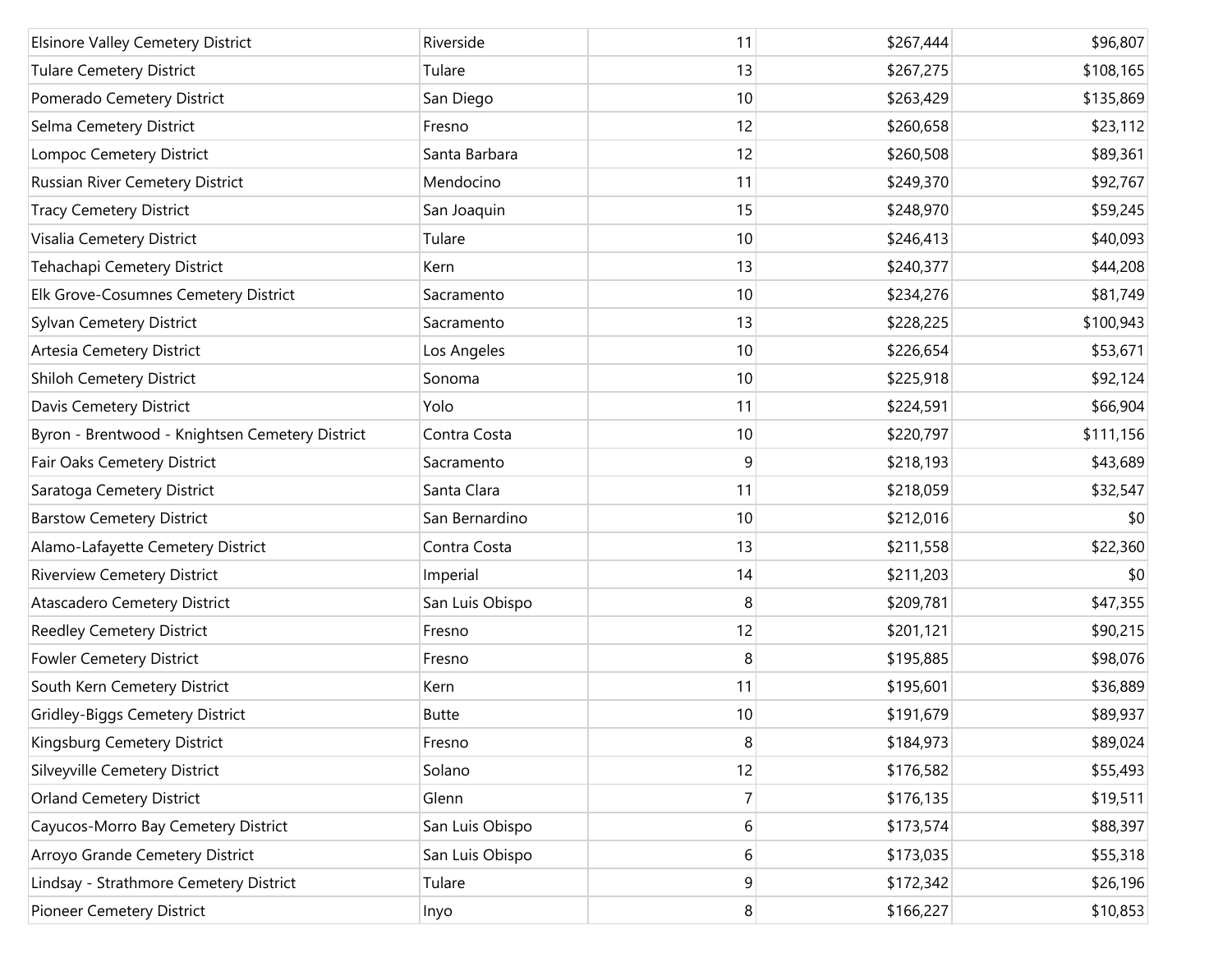| | | | | |
|---|---|---|---|---|
| Elsinore Valley Cemetery District | Riverside | 11 | $267,444 | $96,807 |
| Tulare Cemetery District | Tulare | 13 | $267,275 | $108,165 |
| Pomerado Cemetery District | San Diego | 10 | $263,429 | $135,869 |
| Selma Cemetery District | Fresno | 12 | $260,658 | $23,112 |
| Lompoc Cemetery District | Santa Barbara | 12 | $260,508 | $89,361 |
| Russian River Cemetery District | Mendocino | 11 | $249,370 | $92,767 |
| Tracy Cemetery District | San Joaquin | 15 | $248,970 | $59,245 |
| Visalia Cemetery District | Tulare | 10 | $246,413 | $40,093 |
| Tehachapi Cemetery District | Kern | 13 | $240,377 | $44,208 |
| Elk Grove-Cosumnes Cemetery District | Sacramento | 10 | $234,276 | $81,749 |
| Sylvan Cemetery District | Sacramento | 13 | $228,225 | $100,943 |
| Artesia Cemetery District | Los Angeles | 10 | $226,654 | $53,671 |
| Shiloh Cemetery District | Sonoma | 10 | $225,918 | $92,124 |
| Davis Cemetery District | Yolo | 11 | $224,591 | $66,904 |
| Byron - Brentwood - Knightsen Cemetery District | Contra Costa | 10 | $220,797 | $111,156 |
| Fair Oaks Cemetery District | Sacramento | 9 | $218,193 | $43,689 |
| Saratoga Cemetery District | Santa Clara | 11 | $218,059 | $32,547 |
| Barstow Cemetery District | San Bernardino | 10 | $212,016 | $0 |
| Alamo-Lafayette Cemetery District | Contra Costa | 13 | $211,558 | $22,360 |
| Riverview Cemetery District | Imperial | 14 | $211,203 | $0 |
| Atascadero Cemetery District | San Luis Obispo | 8 | $209,781 | $47,355 |
| Reedley Cemetery District | Fresno | 12 | $201,121 | $90,215 |
| Fowler Cemetery District | Fresno | 8 | $195,885 | $98,076 |
| South Kern Cemetery District | Kern | 11 | $195,601 | $36,889 |
| Gridley-Biggs Cemetery District | Butte | 10 | $191,679 | $89,937 |
| Kingsburg Cemetery District | Fresno | 8 | $184,973 | $89,024 |
| Silveyville Cemetery District | Solano | 12 | $176,582 | $55,493 |
| Orland Cemetery District | Glenn | 7 | $176,135 | $19,511 |
| Cayucos-Morro Bay Cemetery District | San Luis Obispo | 6 | $173,574 | $88,397 |
| Arroyo Grande Cemetery District | San Luis Obispo | 6 | $173,035 | $55,318 |
| Lindsay - Strathmore Cemetery District | Tulare | 9 | $172,342 | $26,196 |
| Pioneer Cemetery District | Inyo | 8 | $166,227 | $10,853 |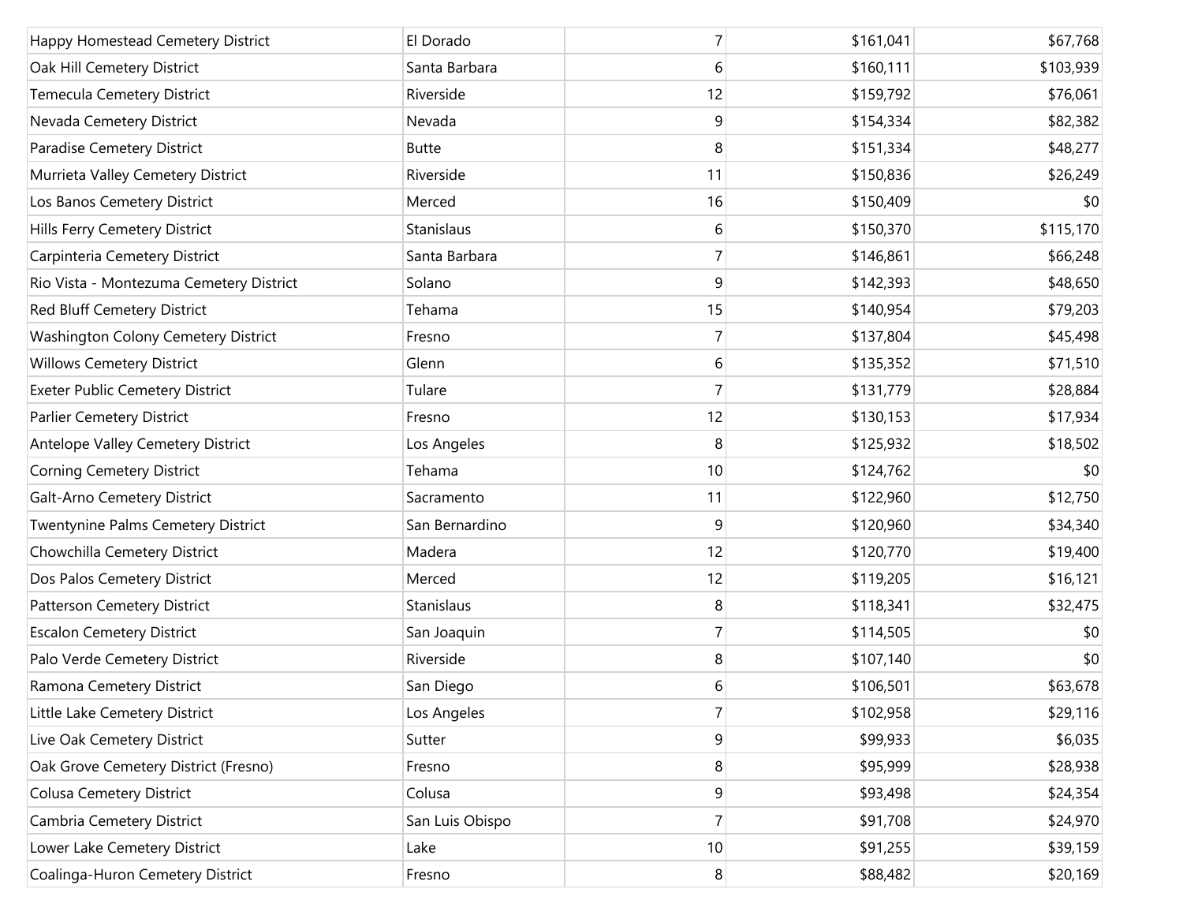| | | | | |
|---|---|---|---|---|
| Happy Homestead Cemetery District | El Dorado | 7 | $161,041 | $67,768 |
| Oak Hill Cemetery District | Santa Barbara | 6 | $160,111 | $103,939 |
| Temecula Cemetery District | Riverside | 12 | $159,792 | $76,061 |
| Nevada Cemetery District | Nevada | 9 | $154,334 | $82,382 |
| Paradise Cemetery District | Butte | 8 | $151,334 | $48,277 |
| Murrieta Valley Cemetery District | Riverside | 11 | $150,836 | $26,249 |
| Los Banos Cemetery District | Merced | 16 | $150,409 | $0 |
| Hills Ferry Cemetery District | Stanislaus | 6 | $150,370 | $115,170 |
| Carpinteria Cemetery District | Santa Barbara | 7 | $146,861 | $66,248 |
| Rio Vista - Montezuma Cemetery District | Solano | 9 | $142,393 | $48,650 |
| Red Bluff Cemetery District | Tehama | 15 | $140,954 | $79,203 |
| Washington Colony Cemetery District | Fresno | 7 | $137,804 | $45,498 |
| Willows Cemetery District | Glenn | 6 | $135,352 | $71,510 |
| Exeter Public Cemetery District | Tulare | 7 | $131,779 | $28,884 |
| Parlier Cemetery District | Fresno | 12 | $130,153 | $17,934 |
| Antelope Valley Cemetery District | Los Angeles | 8 | $125,932 | $18,502 |
| Corning Cemetery District | Tehama | 10 | $124,762 | $0 |
| Galt-Arno Cemetery District | Sacramento | 11 | $122,960 | $12,750 |
| Twentynine Palms Cemetery District | San Bernardino | 9 | $120,960 | $34,340 |
| Chowchilla Cemetery District | Madera | 12 | $120,770 | $19,400 |
| Dos Palos Cemetery District | Merced | 12 | $119,205 | $16,121 |
| Patterson Cemetery District | Stanislaus | 8 | $118,341 | $32,475 |
| Escalon Cemetery District | San Joaquin | 7 | $114,505 | $0 |
| Palo Verde Cemetery District | Riverside | 8 | $107,140 | $0 |
| Ramona Cemetery District | San Diego | 6 | $106,501 | $63,678 |
| Little Lake Cemetery District | Los Angeles | 7 | $102,958 | $29,116 |
| Live Oak Cemetery District | Sutter | 9 | $99,933 | $6,035 |
| Oak Grove Cemetery District (Fresno) | Fresno | 8 | $95,999 | $28,938 |
| Colusa Cemetery District | Colusa | 9 | $93,498 | $24,354 |
| Cambria Cemetery District | San Luis Obispo | 7 | $91,708 | $24,970 |
| Lower Lake Cemetery District | Lake | 10 | $91,255 | $39,159 |
| Coalinga-Huron Cemetery District | Fresno | 8 | $88,482 | $20,169 |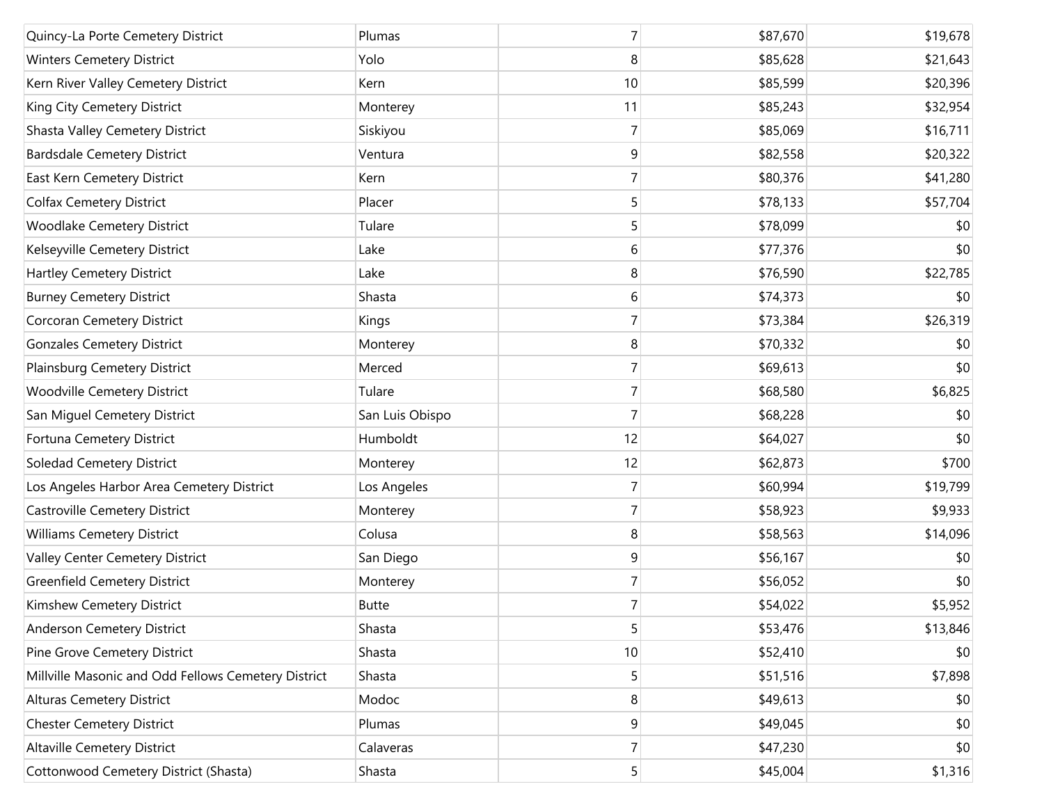| | | | | |
|---|---|---|---|---|
| Quincy-La Porte Cemetery District | Plumas | 7 | $87,670 | $19,678 |
| Winters Cemetery District | Yolo | 8 | $85,628 | $21,643 |
| Kern River Valley Cemetery District | Kern | 10 | $85,599 | $20,396 |
| King City Cemetery District | Monterey | 11 | $85,243 | $32,954 |
| Shasta Valley Cemetery District | Siskiyou | 7 | $85,069 | $16,711 |
| Bardsdale Cemetery District | Ventura | 9 | $82,558 | $20,322 |
| East Kern Cemetery District | Kern | 7 | $80,376 | $41,280 |
| Colfax Cemetery District | Placer | 5 | $78,133 | $57,704 |
| Woodlake Cemetery District | Tulare | 5 | $78,099 | $0 |
| Kelseyville Cemetery District | Lake | 6 | $77,376 | $0 |
| Hartley Cemetery District | Lake | 8 | $76,590 | $22,785 |
| Burney Cemetery District | Shasta | 6 | $74,373 | $0 |
| Corcoran Cemetery District | Kings | 7 | $73,384 | $26,319 |
| Gonzales Cemetery District | Monterey | 8 | $70,332 | $0 |
| Plainsburg Cemetery District | Merced | 7 | $69,613 | $0 |
| Woodville Cemetery District | Tulare | 7 | $68,580 | $6,825 |
| San Miguel Cemetery District | San Luis Obispo | 7 | $68,228 | $0 |
| Fortuna Cemetery District | Humboldt | 12 | $64,027 | $0 |
| Soledad Cemetery District | Monterey | 12 | $62,873 | $700 |
| Los Angeles Harbor Area Cemetery District | Los Angeles | 7 | $60,994 | $19,799 |
| Castroville Cemetery District | Monterey | 7 | $58,923 | $9,933 |
| Williams Cemetery District | Colusa | 8 | $58,563 | $14,096 |
| Valley Center Cemetery District | San Diego | 9 | $56,167 | $0 |
| Greenfield Cemetery District | Monterey | 7 | $56,052 | $0 |
| Kimshew Cemetery District | Butte | 7 | $54,022 | $5,952 |
| Anderson Cemetery District | Shasta | 5 | $53,476 | $13,846 |
| Pine Grove Cemetery District | Shasta | 10 | $52,410 | $0 |
| Millville Masonic and Odd Fellows Cemetery District | Shasta | 5 | $51,516 | $7,898 |
| Alturas Cemetery District | Modoc | 8 | $49,613 | $0 |
| Chester Cemetery District | Plumas | 9 | $49,045 | $0 |
| Altaville Cemetery District | Calaveras | 7 | $47,230 | $0 |
| Cottonwood Cemetery District (Shasta) | Shasta | 5 | $45,004 | $1,316 |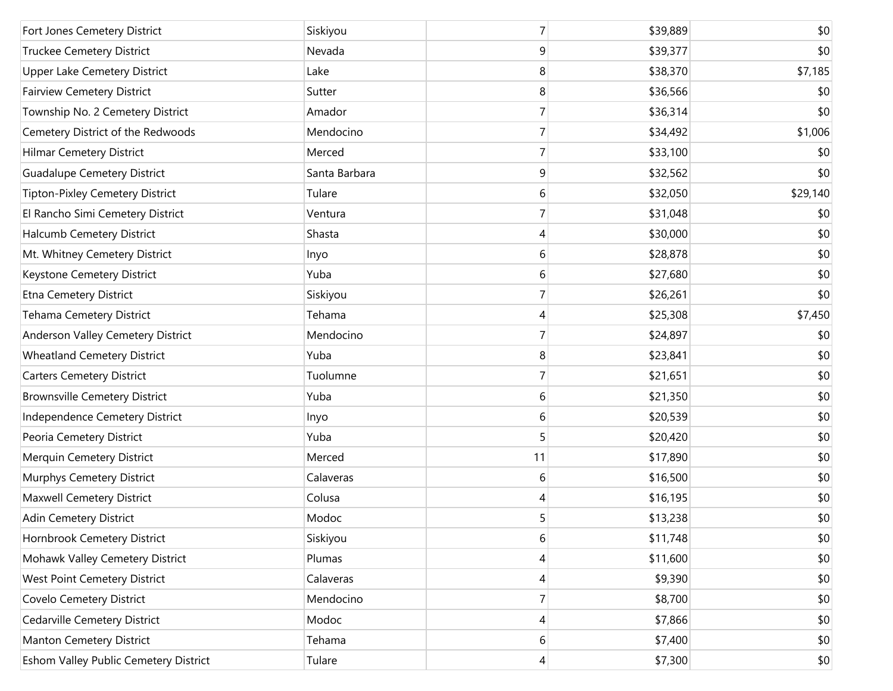| | | | | |
|---|---|---|---|---|
| Fort Jones Cemetery District | Siskiyou | 7 | $39,889 | $0 |
| Truckee Cemetery District | Nevada | 9 | $39,377 | $0 |
| Upper Lake Cemetery District | Lake | 8 | $38,370 | $7,185 |
| Fairview Cemetery District | Sutter | 8 | $36,566 | $0 |
| Township No. 2 Cemetery District | Amador | 7 | $36,314 | $0 |
| Cemetery District of the Redwoods | Mendocino | 7 | $34,492 | $1,006 |
| Hilmar Cemetery District | Merced | 7 | $33,100 | $0 |
| Guadalupe Cemetery District | Santa Barbara | 9 | $32,562 | $0 |
| Tipton-Pixley Cemetery District | Tulare | 6 | $32,050 | $29,140 |
| El Rancho Simi Cemetery District | Ventura | 7 | $31,048 | $0 |
| Halcumb Cemetery District | Shasta | 4 | $30,000 | $0 |
| Mt. Whitney Cemetery District | Inyo | 6 | $28,878 | $0 |
| Keystone Cemetery District | Yuba | 6 | $27,680 | $0 |
| Etna Cemetery District | Siskiyou | 7 | $26,261 | $0 |
| Tehama Cemetery District | Tehama | 4 | $25,308 | $7,450 |
| Anderson Valley Cemetery District | Mendocino | 7 | $24,897 | $0 |
| Wheatland Cemetery District | Yuba | 8 | $23,841 | $0 |
| Carters Cemetery District | Tuolumne | 7 | $21,651 | $0 |
| Brownsville Cemetery District | Yuba | 6 | $21,350 | $0 |
| Independence Cemetery District | Inyo | 6 | $20,539 | $0 |
| Peoria Cemetery District | Yuba | 5 | $20,420 | $0 |
| Merquin Cemetery District | Merced | 11 | $17,890 | $0 |
| Murphys Cemetery District | Calaveras | 6 | $16,500 | $0 |
| Maxwell Cemetery District | Colusa | 4 | $16,195 | $0 |
| Adin Cemetery District | Modoc | 5 | $13,238 | $0 |
| Hornbrook Cemetery District | Siskiyou | 6 | $11,748 | $0 |
| Mohawk Valley Cemetery District | Plumas | 4 | $11,600 | $0 |
| West Point Cemetery District | Calaveras | 4 | $9,390 | $0 |
| Covelo Cemetery District | Mendocino | 7 | $8,700 | $0 |
| Cedarville Cemetery District | Modoc | 4 | $7,866 | $0 |
| Manton Cemetery District | Tehama | 6 | $7,400 | $0 |
| Eshom Valley Public Cemetery District | Tulare | 4 | $7,300 | $0 |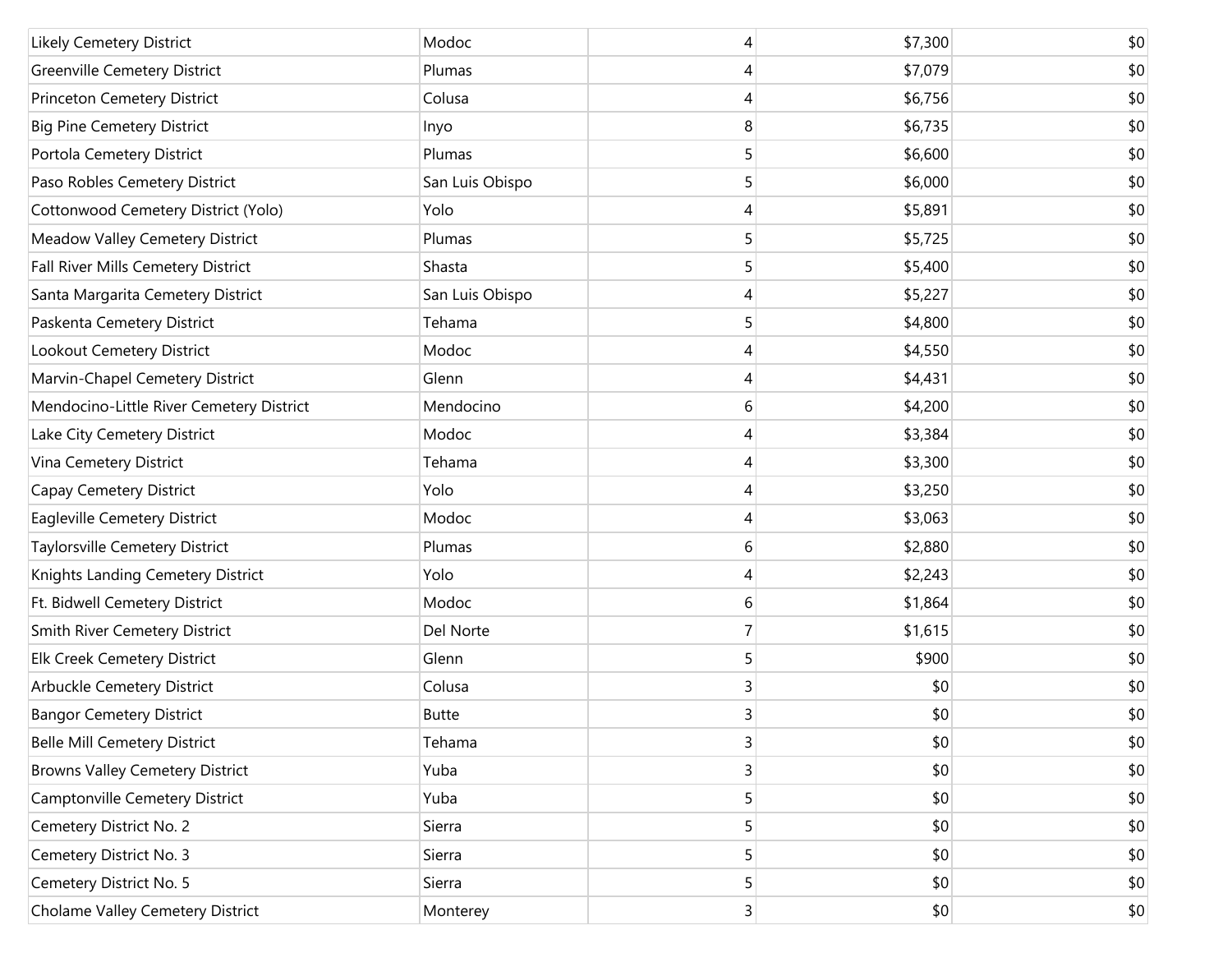| | | | | |
|---|---|---|---|---|
| Likely Cemetery District | Modoc | 4 | $7,300 | $0 |
| Greenville Cemetery District | Plumas | 4 | $7,079 | $0 |
| Princeton Cemetery District | Colusa | 4 | $6,756 | $0 |
| Big Pine Cemetery District | Inyo | 8 | $6,735 | $0 |
| Portola Cemetery District | Plumas | 5 | $6,600 | $0 |
| Paso Robles Cemetery District | San Luis Obispo | 5 | $6,000 | $0 |
| Cottonwood Cemetery District (Yolo) | Yolo | 4 | $5,891 | $0 |
| Meadow Valley Cemetery District | Plumas | 5 | $5,725 | $0 |
| Fall River Mills Cemetery District | Shasta | 5 | $5,400 | $0 |
| Santa Margarita Cemetery District | San Luis Obispo | 4 | $5,227 | $0 |
| Paskenta Cemetery District | Tehama | 5 | $4,800 | $0 |
| Lookout Cemetery District | Modoc | 4 | $4,550 | $0 |
| Marvin-Chapel Cemetery District | Glenn | 4 | $4,431 | $0 |
| Mendocino-Little River Cemetery District | Mendocino | 6 | $4,200 | $0 |
| Lake City Cemetery District | Modoc | 4 | $3,384 | $0 |
| Vina Cemetery District | Tehama | 4 | $3,300 | $0 |
| Capay Cemetery District | Yolo | 4 | $3,250 | $0 |
| Eagleville Cemetery District | Modoc | 4 | $3,063 | $0 |
| Taylorsville Cemetery District | Plumas | 6 | $2,880 | $0 |
| Knights Landing Cemetery District | Yolo | 4 | $2,243 | $0 |
| Ft. Bidwell Cemetery District | Modoc | 6 | $1,864 | $0 |
| Smith River Cemetery District | Del Norte | 7 | $1,615 | $0 |
| Elk Creek Cemetery District | Glenn | 5 | $900 | $0 |
| Arbuckle Cemetery District | Colusa | 3 | $0 | $0 |
| Bangor Cemetery District | Butte | 3 | $0 | $0 |
| Belle Mill Cemetery District | Tehama | 3 | $0 | $0 |
| Browns Valley Cemetery District | Yuba | 3 | $0 | $0 |
| Camptonville Cemetery District | Yuba | 5 | $0 | $0 |
| Cemetery District No. 2 | Sierra | 5 | $0 | $0 |
| Cemetery District No. 3 | Sierra | 5 | $0 | $0 |
| Cemetery District No. 5 | Sierra | 5 | $0 | $0 |
| Cholame Valley Cemetery District | Monterey | 3 | $0 | $0 |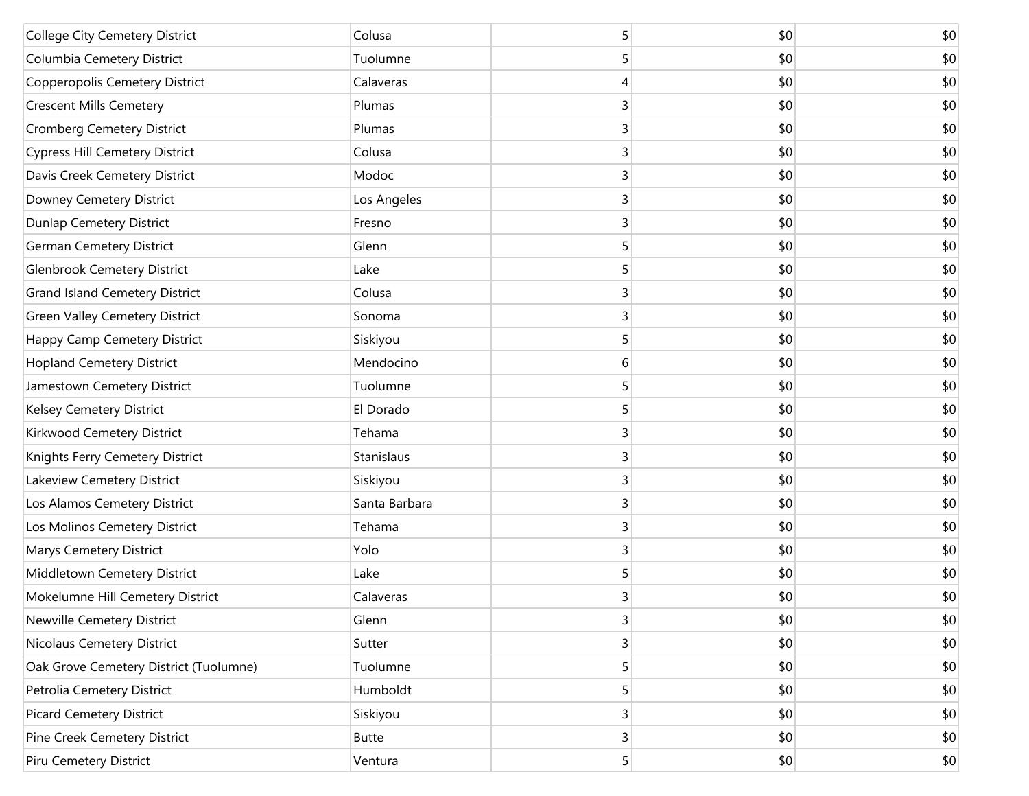| | | | | |
|---|---|---|---|---|
| College City Cemetery District | Colusa | 5 | $0 | $0 |
| Columbia Cemetery District | Tuolumne | 5 | $0 | $0 |
| Copperopolis Cemetery District | Calaveras | 4 | $0 | $0 |
| Crescent Mills Cemetery | Plumas | 3 | $0 | $0 |
| Cromberg Cemetery District | Plumas | 3 | $0 | $0 |
| Cypress Hill Cemetery District | Colusa | 3 | $0 | $0 |
| Davis Creek Cemetery District | Modoc | 3 | $0 | $0 |
| Downey Cemetery District | Los Angeles | 3 | $0 | $0 |
| Dunlap Cemetery District | Fresno | 3 | $0 | $0 |
| German Cemetery District | Glenn | 5 | $0 | $0 |
| Glenbrook Cemetery District | Lake | 5 | $0 | $0 |
| Grand Island Cemetery District | Colusa | 3 | $0 | $0 |
| Green Valley Cemetery District | Sonoma | 3 | $0 | $0 |
| Happy Camp Cemetery District | Siskiyou | 5 | $0 | $0 |
| Hopland Cemetery District | Mendocino | 6 | $0 | $0 |
| Jamestown Cemetery District | Tuolumne | 5 | $0 | $0 |
| Kelsey Cemetery District | El Dorado | 5 | $0 | $0 |
| Kirkwood Cemetery District | Tehama | 3 | $0 | $0 |
| Knights Ferry Cemetery District | Stanislaus | 3 | $0 | $0 |
| Lakeview Cemetery District | Siskiyou | 3 | $0 | $0 |
| Los Alamos Cemetery District | Santa Barbara | 3 | $0 | $0 |
| Los Molinos Cemetery District | Tehama | 3 | $0 | $0 |
| Marys Cemetery District | Yolo | 3 | $0 | $0 |
| Middletown Cemetery District | Lake | 5 | $0 | $0 |
| Mokelumne Hill Cemetery District | Calaveras | 3 | $0 | $0 |
| Newville Cemetery District | Glenn | 3 | $0 | $0 |
| Nicolaus Cemetery District | Sutter | 3 | $0 | $0 |
| Oak Grove Cemetery District (Tuolumne) | Tuolumne | 5 | $0 | $0 |
| Petrolia Cemetery District | Humboldt | 5 | $0 | $0 |
| Picard Cemetery District | Siskiyou | 3 | $0 | $0 |
| Pine Creek Cemetery District | Butte | 3 | $0 | $0 |
| Piru Cemetery District | Ventura | 5 | $0 | $0 |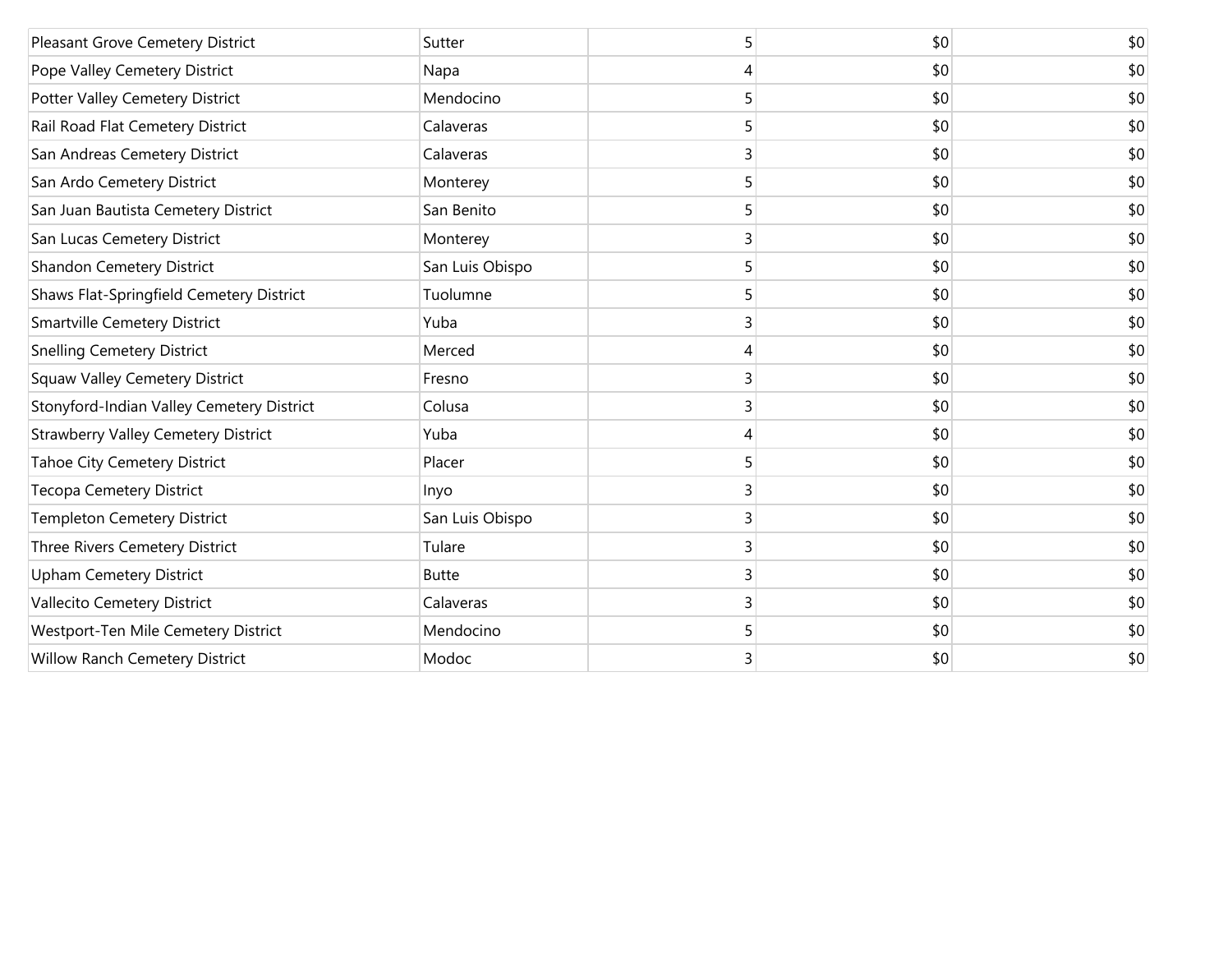| | | | | |
|---|---|---|---|---|
| Pleasant Grove Cemetery District | Sutter | 5 | $0 | $0 |
| Pope Valley Cemetery District | Napa | 4 | $0 | $0 |
| Potter Valley Cemetery District | Mendocino | 5 | $0 | $0 |
| Rail Road Flat Cemetery District | Calaveras | 5 | $0 | $0 |
| San Andreas Cemetery District | Calaveras | 3 | $0 | $0 |
| San Ardo Cemetery District | Monterey | 5 | $0 | $0 |
| San Juan Bautista Cemetery District | San Benito | 5 | $0 | $0 |
| San Lucas Cemetery District | Monterey | 3 | $0 | $0 |
| Shandon Cemetery District | San Luis Obispo | 5 | $0 | $0 |
| Shaws Flat-Springfield Cemetery District | Tuolumne | 5 | $0 | $0 |
| Smartville Cemetery District | Yuba | 3 | $0 | $0 |
| Snelling Cemetery District | Merced | 4 | $0 | $0 |
| Squaw Valley Cemetery District | Fresno | 3 | $0 | $0 |
| Stonyford-Indian Valley Cemetery District | Colusa | 3 | $0 | $0 |
| Strawberry Valley Cemetery District | Yuba | 4 | $0 | $0 |
| Tahoe City Cemetery District | Placer | 5 | $0 | $0 |
| Tecopa Cemetery District | Inyo | 3 | $0 | $0 |
| Templeton Cemetery District | San Luis Obispo | 3 | $0 | $0 |
| Three Rivers Cemetery District | Tulare | 3 | $0 | $0 |
| Upham Cemetery District | Butte | 3 | $0 | $0 |
| Vallecito Cemetery District | Calaveras | 3 | $0 | $0 |
| Westport-Ten Mile Cemetery District | Mendocino | 5 | $0 | $0 |
| Willow Ranch Cemetery District | Modoc | 3 | $0 | $0 |